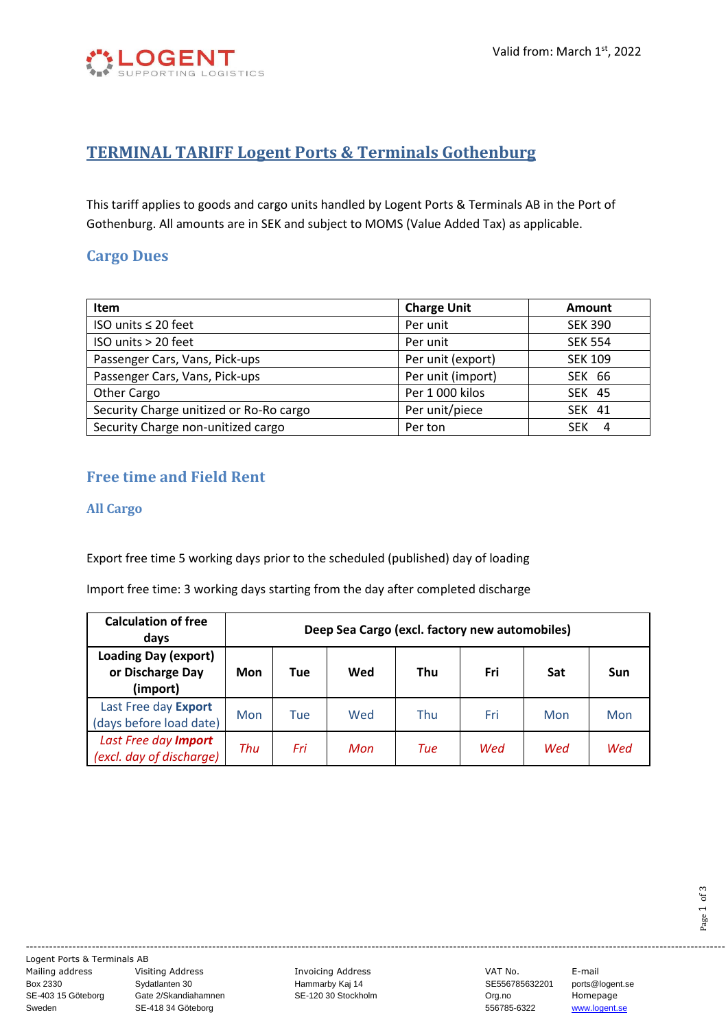LOGENT
SUPPORTING LOGISTICS

Valid from: March 1st, 2022

# TERMINAL TARIFF Logent Ports & Terminals Gothenburg

This tariff applies to goods and cargo units handled by Logent Ports & Terminals AB in the Port of Gothenburg. All amounts are in SEK and subject to MOMS (Value Added Tax) as applicable.

## Cargo Dues

| Item | Charge Unit | Amount |
|---|---|---|
| ISO units ≤ 20 feet | Per unit | SEK 390 |
| ISO units > 20 feet | Per unit | SEK 554 |
| Passenger Cars, Vans, Pick-ups | Per unit (export) | SEK 109 |
| Passenger Cars, Vans, Pick-ups | Per unit (import) | SEK 66 |
| Other Cargo | Per 1 000 kilos | SEK 45 |
| Security Charge unitized or Ro-Ro cargo | Per unit/piece | SEK 41 |
| Security Charge non-unitized cargo | Per ton | SEK 4 |

## Free time and Field Rent

### All Cargo

Export free time 5 working days prior to the scheduled (published) day of loading

Import free time: 3 working days starting from the day after completed discharge

| Calculation of free days | Deep Sea Cargo (excl. factory new automobiles) | | | | | | |
|---|---|---|---|---|---|---|---|
| **Loading Day (export) or Discharge Day (import)** | **Mon** | **Tue** | **Wed** | **Thu** | **Fri** | **Sat** | **Sun** |
| Last Free day **Export** (days before load date) | Mon | Tue | Wed | Thu | Fri | Mon | Mon |
| *Last Free day **Import** (excl. day of discharge)* | *Thu* | *Fri* | *Mon* | *Tue* | *Wed* | *Wed* | *Wed* |

Logent Ports & Terminals AB

Mailing address: Box 2330, SE-403 15 Göteborg, Sweden
Visiting Address: Sydatlanten 30, Gate 2/Skandiahamnen, SE-418 34 Göteborg
Invoicing Address: Hammarby Kaj 14, SE-120 30 Stockholm
VAT No. SE556785632201
Org.no 556785-6322
E-mail ports@logent.se
Homepage www.logent.se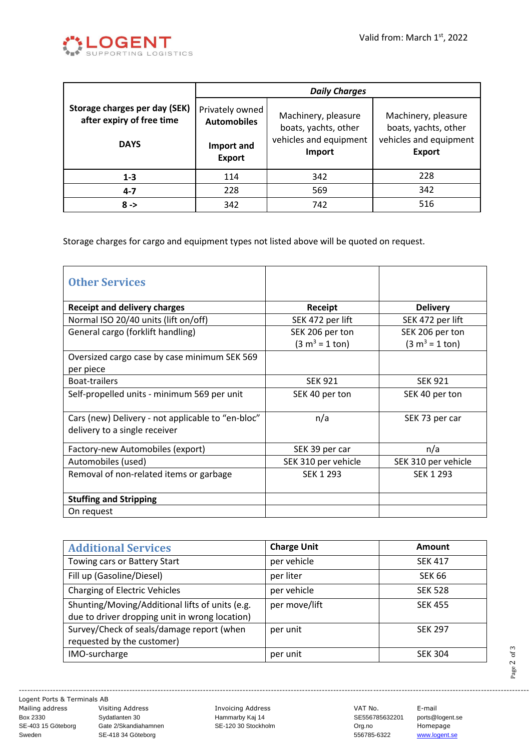Valid from: March 1st, 2022

| Storage charges per day (SEK) after expiry of free time | Daily Charges | | |
|---|---|---|---|
| **DAYS** | Privately owned **Automobiles** **Import and Export** | Machinery, pleasure boats, yachts, other vehicles and equipment **Import** | Machinery, pleasure boats, yachts, other vehicles and equipment **Export** |
| **1-3** | 114 | 342 | 228 |
| **4-7** | 228 | 569 | 342 |
| **8 ->** | 342 | 742 | 516 |

Storage charges for cargo and equipment types not listed above will be quoted on request.

| Other Services | | |
|---|---|---|
| **Receipt and delivery charges** | **Receipt** | **Delivery** |
| Normal ISO 20/40 units (lift on/off) | SEK 472 per lift | SEK 472 per lift |
| General cargo (forklift handling) | SEK 206 per ton ($3\ m^3 = 1$ ton) | SEK 206 per ton ($3\ m^3 = 1$ ton) |
| Oversized cargo case by case minimum SEK 569 per piece | | |
| Boat-trailers | SEK 921 | SEK 921 |
| Self-propelled units - minimum 569 per unit | SEK 40 per ton | SEK 40 per ton |
| Cars (new) Delivery - not applicable to "en-bloc" delivery to a single receiver | n/a | SEK 73 per car |
| Factory-new Automobiles (export) | SEK 39 per car | n/a |
| Automobiles (used) | SEK 310 per vehicle | SEK 310 per vehicle |
| Removal of non-related items or garbage | SEK 1 293 | SEK 1 293 |
| **Stuffing and Stripping** | | |
| On request | | |

| Additional Services | Charge Unit | Amount |
|---|---|---|
| Towing cars or Battery Start | per vehicle | SEK 417 |
| Fill up (Gasoline/Diesel) | per liter | SEK 66 |
| Charging of Electric Vehicles | per vehicle | SEK 528 |
| Shunting/Moving/Additional lifts of units (e.g. due to driver dropping unit in wrong location) | per move/lift | SEK 455 |
| Survey/Check of seals/damage report (when requested by the customer) | per unit | SEK 297 |
| IMO-surcharge | per unit | SEK 304 |

Logent Ports & Terminals AB

| Mailing address | Visiting Address | Invoicing Address | VAT No. | E-mail |
|---|---|---|---|---|
| Box 2330 | Sydatlanten 30 | Hammarby Kaj 14 | SE556785632201 | ports@logent.se |
| SE-403 15 Göteborg | Gate 2/Skandiahamnen | SE-120 30 Stockholm | Org.no | Homepage |
| Sweden | SE-418 34 Göteborg | | 556785-6322 | www.logent.se |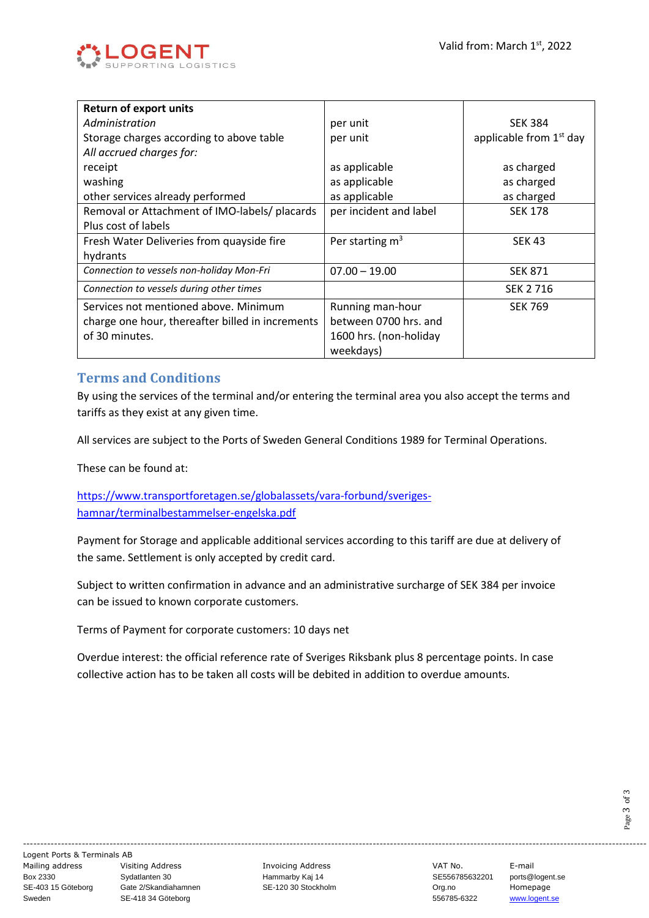| | | |
|---|---|---|
| **Return of export units**<br>*Administration*<br>Storage charges according to above table<br>*All accrued charges for:*<br>receipt<br>washing<br>other services already performed | <br>per unit<br>per unit<br><br>as applicable<br>as applicable<br>as applicable | <br>SEK 384<br>applicable from 1st day<br><br>as charged<br>as charged<br>as charged |
| Removal or Attachment of IMO-labels/ placards<br>Plus cost of labels | per incident and label | SEK 178 |
| Fresh Water Deliveries from quayside fire hydrants | Per starting $m^3$ | SEK 43 |
| *Connection to vessels non-holiday Mon-Fri* | 07.00 – 19.00 | SEK 871 |
| *Connection to vessels during other times* | | SEK 2 716 |
| Services not mentioned above. Minimum charge one hour, thereafter billed in increments of 30 minutes. | Running man-hour between 0700 hrs. and 1600 hrs. (non-holiday weekdays) | SEK 769 |

## Terms and Conditions

By using the services of the terminal and/or entering the terminal area you also accept the terms and tariffs as they exist at any given time.

All services are subject to the Ports of Sweden General Conditions 1989 for Terminal Operations.

These can be found at:

https://www.transportforetagen.se/globalassets/vara-forbund/sveriges-hamnar/terminalbestammelser-engelska.pdf

Payment for Storage and applicable additional services according to this tariff are due at delivery of the same. Settlement is only accepted by credit card.

Subject to written confirmation in advance and an administrative surcharge of SEK 384 per invoice can be issued to known corporate customers.

Terms of Payment for corporate customers: 10 days net

Overdue interest: the official reference rate of Sveriges Riksbank plus 8 percentage points. In case collective action has to be taken all costs will be debited in addition to overdue amounts.